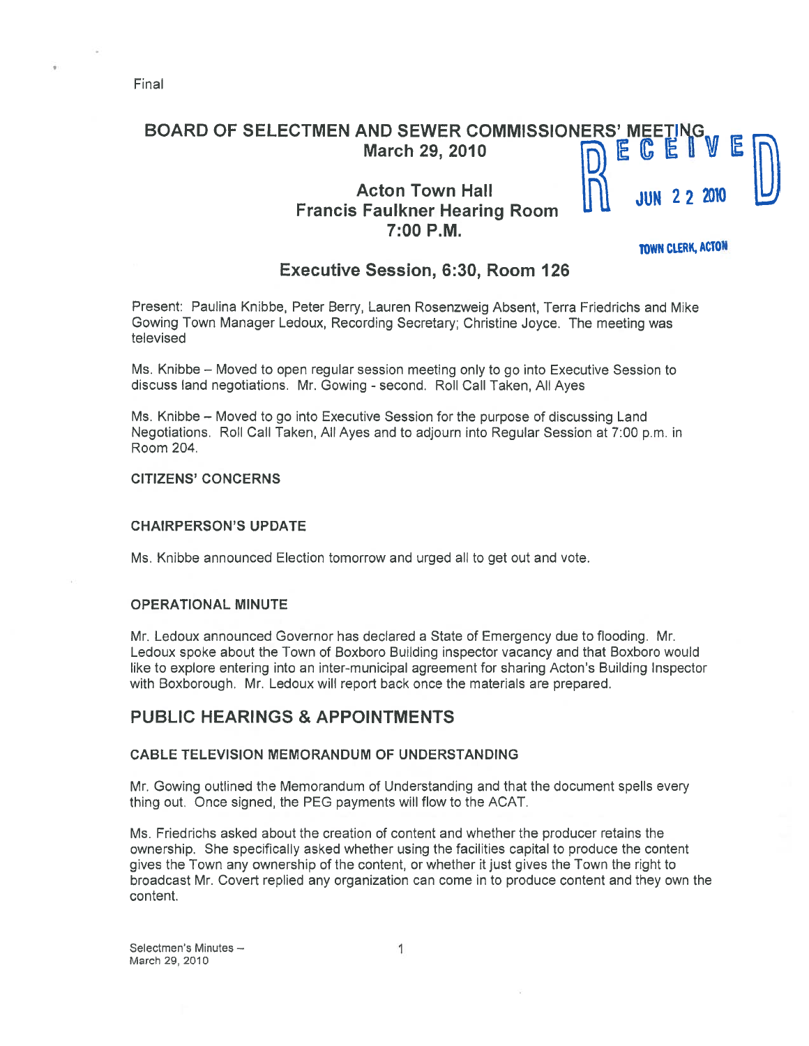Final

# BOARD OF SELECTMEN AND SEWER COMMISSIONERS' MEETING
## March 29, 2010

RECEIVED
JUN 22 2010
TOWN CLERK, ACTON

## Acton Town Hall
## Francis Faulkner Hearing Room
## 7:00 P.M.

## Executive Session, 6:30, Room 126

Present: Paulina Knibbe, Peter Berry, Lauren Rosenzweig Absent, Terra Friedrichs and Mike Gowing Town Manager Ledoux, Recording Secretary; Christine Joyce. The meeting was televised

Ms. Knibbe – Moved to open regular session meeting only to go into Executive Session to discuss land negotiations. Mr. Gowing - second. Roll Call Taken, All Ayes

Ms. Knibbe – Moved to go into Executive Session for the purpose of discussing Land Negotiations. Roll Call Taken, All Ayes and to adjourn into Regular Session at 7:00 p.m. in Room 204.

### CITIZENS' CONCERNS

### CHAIRPERSON'S UPDATE

Ms. Knibbe announced Election tomorrow and urged all to get out and vote.

### OPERATIONAL MINUTE

Mr. Ledoux announced Governor has declared a State of Emergency due to flooding. Mr. Ledoux spoke about the Town of Boxboro Building inspector vacancy and that Boxboro would like to explore entering into an inter-municipal agreement for sharing Acton's Building Inspector with Boxborough. Mr. Ledoux will report back once the materials are prepared.

## PUBLIC HEARINGS & APPOINTMENTS

### CABLE TELEVISION MEMORANDUM OF UNDERSTANDING

Mr. Gowing outlined the Memorandum of Understanding and that the document spells every thing out. Once signed, the PEG payments will flow to the ACAT.

Ms. Friedrichs asked about the creation of content and whether the producer retains the ownership. She specifically asked whether using the facilities capital to produce the content gives the Town any ownership of the content, or whether it just gives the Town the right to broadcast Mr. Covert replied any organization can come in to produce content and they own the content.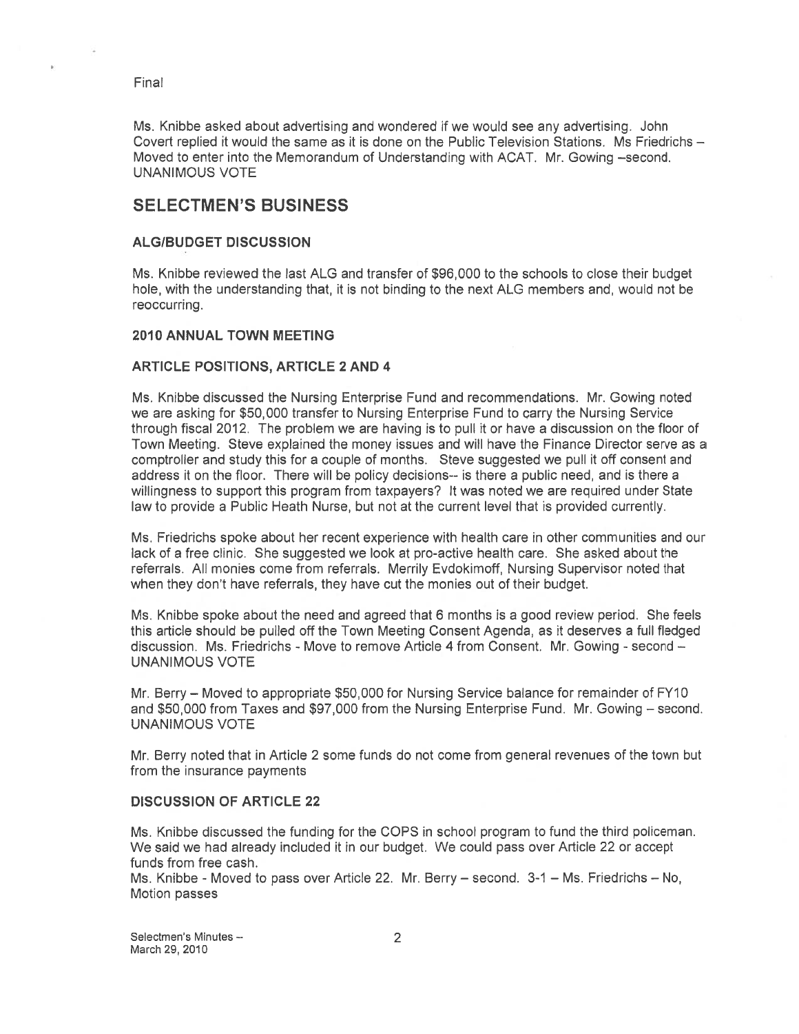Final

Ms. Knibbe asked about advertising and wondered if we would see any advertising. John Covert replied it would the same as it is done on the Public Television Stations. Ms Friedrichs – Moved to enter into the Memorandum of Understanding with ACAT. Mr. Gowing –second. UNANIMOUS VOTE

## SELECTMEN'S BUSINESS

### ALG/BUDGET DISCUSSION

Ms. Knibbe reviewed the last ALG and transfer of $96,000 to the schools to close their budget hole, with the understanding that, it is not binding to the next ALG members and, would not be reoccurring.

### 2010 ANNUAL TOWN MEETING

### ARTICLE POSITIONS, ARTICLE 2 AND 4

Ms. Knibbe discussed the Nursing Enterprise Fund and recommendations. Mr. Gowing noted we are asking for $50,000 transfer to Nursing Enterprise Fund to carry the Nursing Service through fiscal 2012. The problem we are having is to pull it or have a discussion on the floor of Town Meeting. Steve explained the money issues and will have the Finance Director serve as a comptroller and study this for a couple of months. Steve suggested we pull it off consent and address it on the floor. There will be policy decisions-- is there a public need, and is there a willingness to support this program from taxpayers? It was noted we are required under State law to provide a Public Heath Nurse, but not at the current level that is provided currently.

Ms. Friedrichs spoke about her recent experience with health care in other communities and our lack of a free clinic. She suggested we look at pro-active health care. She asked about the referrals. All monies come from referrals. Merrily Evdokimoff, Nursing Supervisor noted that when they don't have referrals, they have cut the monies out of their budget.

Ms. Knibbe spoke about the need and agreed that 6 months is a good review period. She feels this article should be pulled off the Town Meeting Consent Agenda, as it deserves a full fledged discussion. Ms. Friedrichs - Move to remove Article 4 from Consent. Mr. Gowing - second – UNANIMOUS VOTE

Mr. Berry – Moved to appropriate $50,000 for Nursing Service balance for remainder of FY10 and $50,000 from Taxes and $97,000 from the Nursing Enterprise Fund. Mr. Gowing – second. UNANIMOUS VOTE

Mr. Berry noted that in Article 2 some funds do not come from general revenues of the town but from the insurance payments

### DISCUSSION OF ARTICLE 22

Ms. Knibbe discussed the funding for the COPS in school program to fund the third policeman. We said we had already included it in our budget. We could pass over Article 22 or accept funds from free cash.
Ms. Knibbe - Moved to pass over Article 22. Mr. Berry – second. 3-1 – Ms. Friedrichs – No, Motion passes

Selectmen's Minutes – March 29, 2010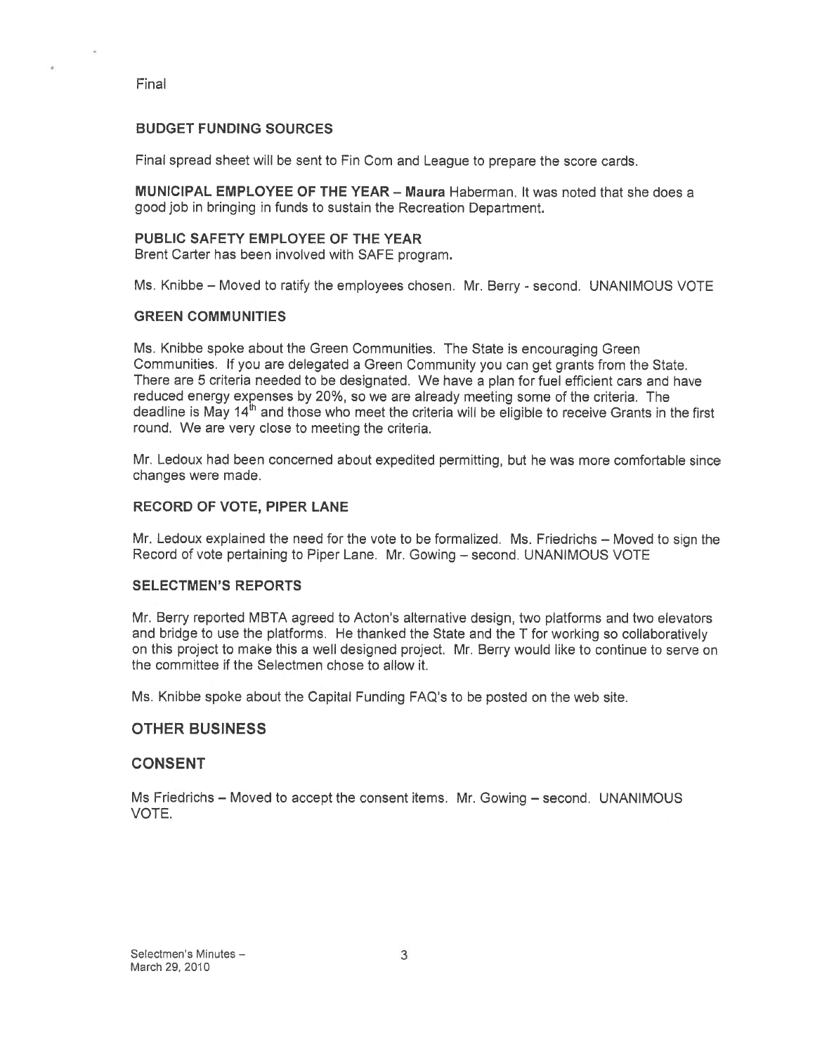Final

### BUDGET FUNDING SOURCES

Final spread sheet will be sent to Fin Com and League to prepare the score cards.

**MUNICIPAL EMPLOYEE OF THE YEAR – Maura** Haberman. It was noted that she does a good job in bringing in funds to sustain the Recreation Department.

**PUBLIC SAFETY EMPLOYEE OF THE YEAR**
Brent Carter has been involved with SAFE program.

Ms. Knibbe – Moved to ratify the employees chosen. Mr. Berry - second. UNANIMOUS VOTE

### GREEN COMMUNITIES

Ms. Knibbe spoke about the Green Communities. The State is encouraging Green Communities. If you are delegated a Green Community you can get grants from the State. There are 5 criteria needed to be designated. We have a plan for fuel efficient cars and have reduced energy expenses by 20%, so we are already meeting some of the criteria. The deadline is May 14th and those who meet the criteria will be eligible to receive Grants in the first round. We are very close to meeting the criteria.

Mr. Ledoux had been concerned about expedited permitting, but he was more comfortable since changes were made.

### RECORD OF VOTE, PIPER LANE

Mr. Ledoux explained the need for the vote to be formalized. Ms. Friedrichs – Moved to sign the Record of vote pertaining to Piper Lane. Mr. Gowing – second. UNANIMOUS VOTE

### SELECTMEN'S REPORTS

Mr. Berry reported MBTA agreed to Acton's alternative design, two platforms and two elevators and bridge to use the platforms. He thanked the State and the T for working so collaboratively on this project to make this a well designed project. Mr. Berry would like to continue to serve on the committee if the Selectmen chose to allow it.

Ms. Knibbe spoke about the Capital Funding FAQ's to be posted on the web site.

## OTHER BUSINESS

## CONSENT

Ms Friedrichs – Moved to accept the consent items. Mr. Gowing – second. UNANIMOUS VOTE.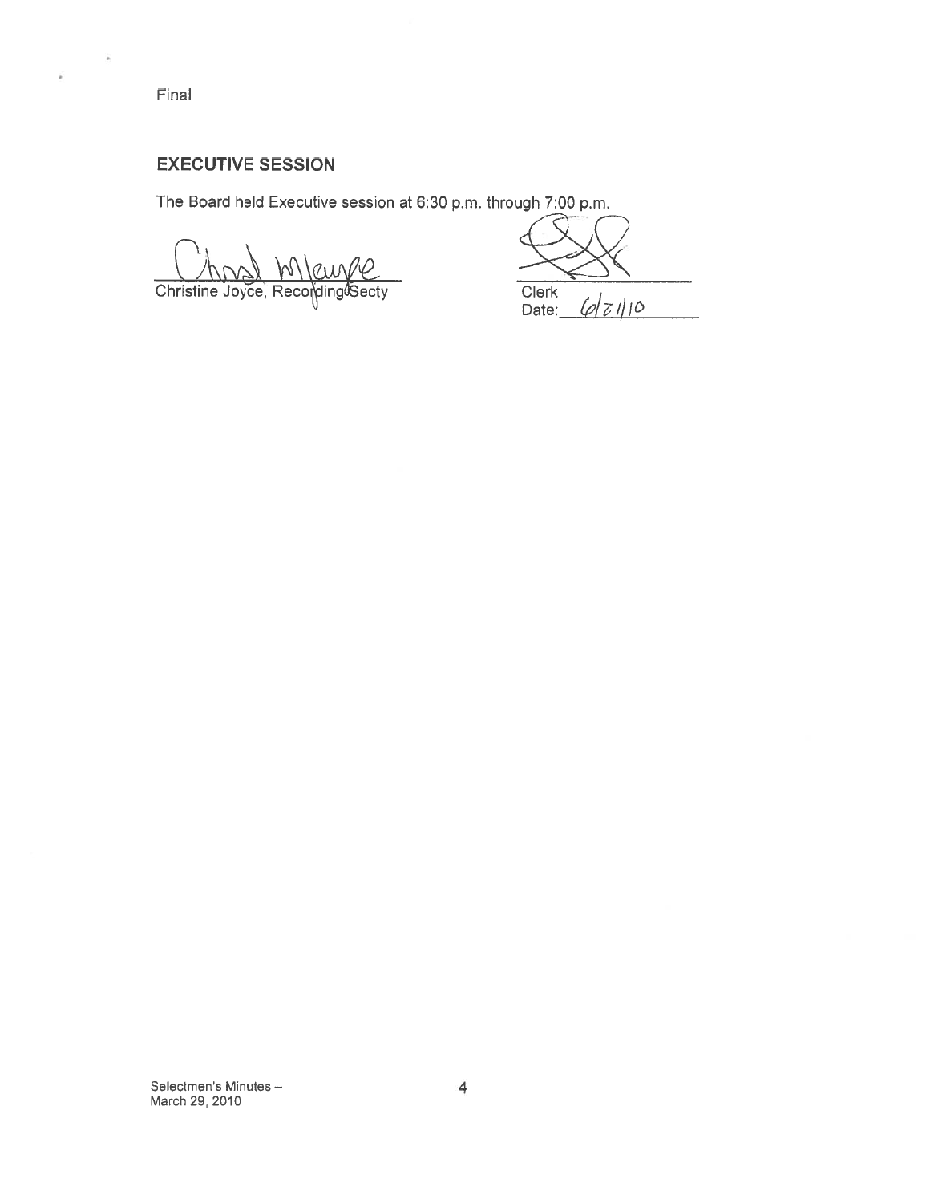Final

## EXECUTIVE SESSION

The Board held Executive session at 6:30 p.m. through 7:00 p.m.

Christine Joyce, Recording Secty

Clerk
Date: 6/21/10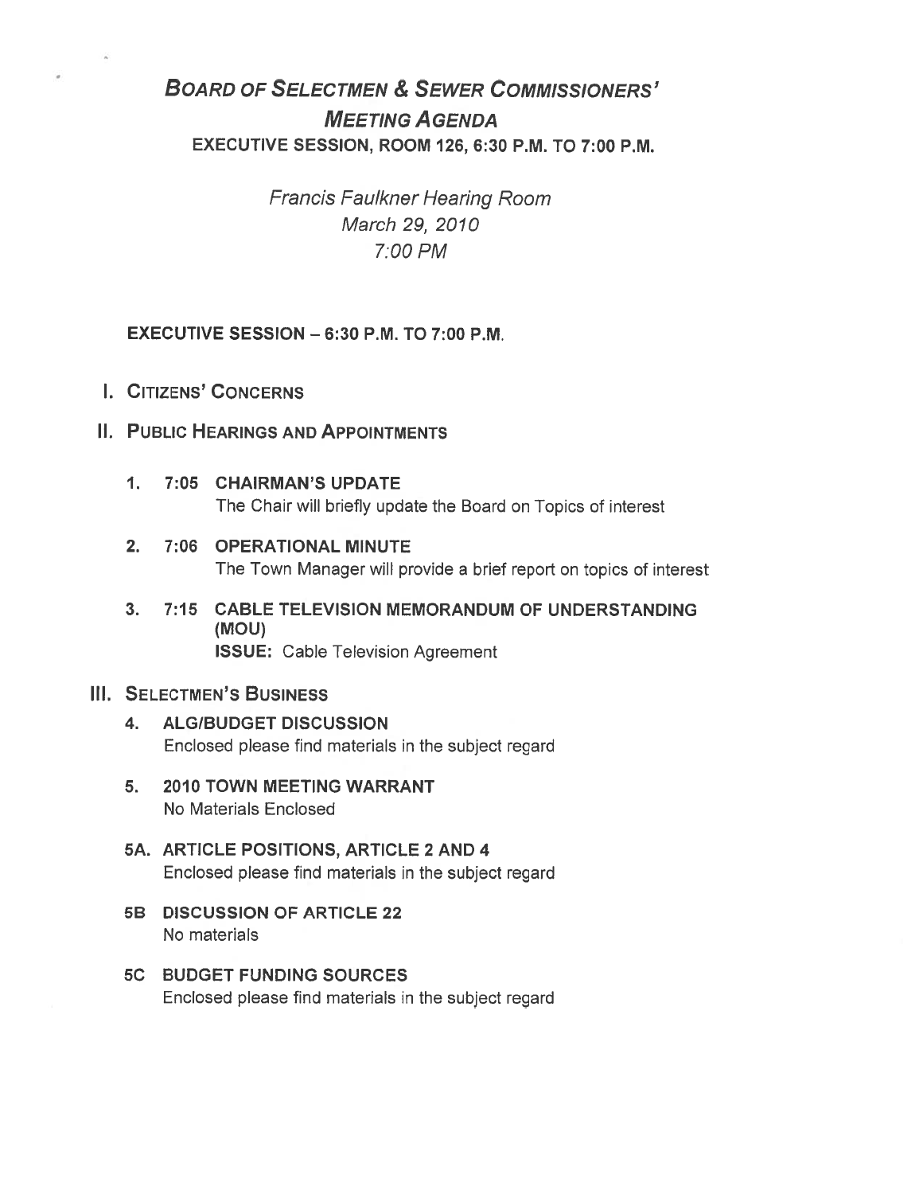# Board of Selectmen & Sewer Commissioners' Meeting Agenda

**EXECUTIVE SESSION, ROOM 126, 6:30 P.M. TO 7:00 P.M.**

*Francis Faulkner Hearing Room*
*March 29, 2010*
*7:00 PM*

**EXECUTIVE SESSION – 6:30 P.M. TO 7:00 P.M.**

## I. Citizens' Concerns

## II. Public Hearings and Appointments

1. **7:05 CHAIRMAN'S UPDATE**
   The Chair will briefly update the Board on Topics of interest

2. **7:06 OPERATIONAL MINUTE**
   The Town Manager will provide a brief report on topics of interest

3. **7:15 CABLE TELEVISION MEMORANDUM OF UNDERSTANDING (MOU)**
   **ISSUE:** Cable Television Agreement

## III. Selectmen's Business

4. **ALG/BUDGET DISCUSSION**
   Enclosed please find materials in the subject regard

5. **2010 TOWN MEETING WARRANT**
   No Materials Enclosed

5A. **ARTICLE POSITIONS, ARTICLE 2 AND 4**
   Enclosed please find materials in the subject regard

5B **DISCUSSION OF ARTICLE 22**
   No materials

5C **BUDGET FUNDING SOURCES**
   Enclosed please find materials in the subject regard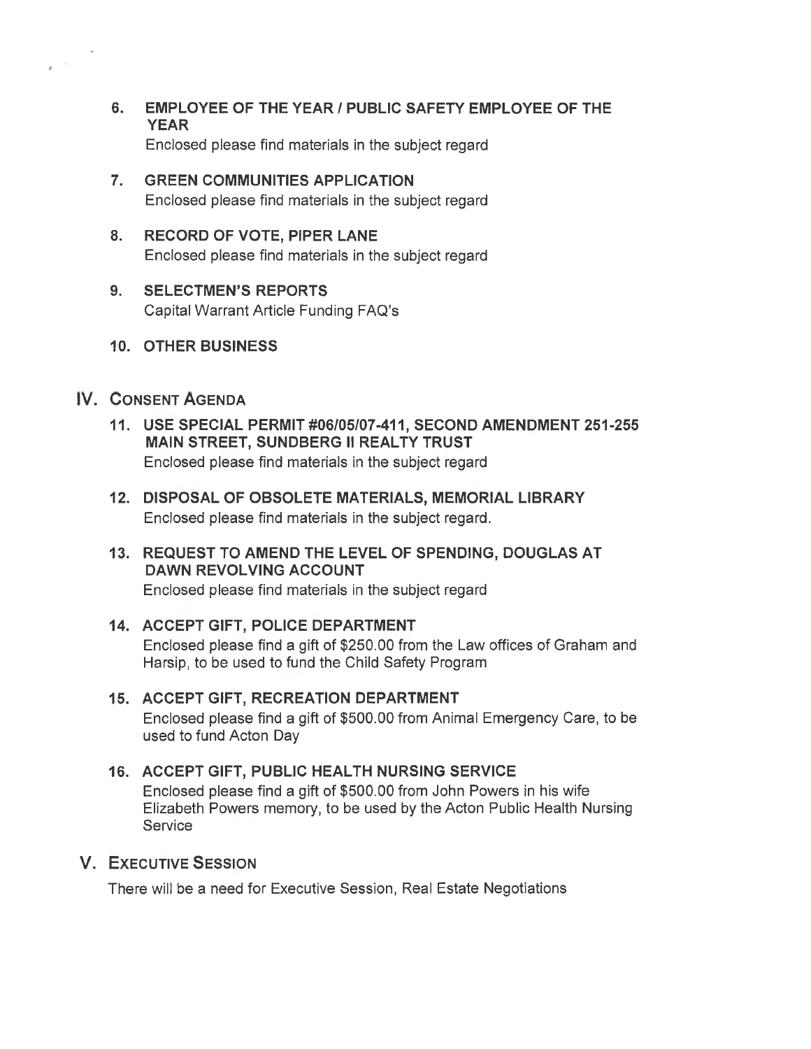6. **EMPLOYEE OF THE YEAR / PUBLIC SAFETY EMPLOYEE OF THE YEAR**
   Enclosed please find materials in the subject regard

7. **GREEN COMMUNITIES APPLICATION**
   Enclosed please find materials in the subject regard

8. **RECORD OF VOTE, PIPER LANE**
   Enclosed please find materials in the subject regard

9. **SELECTMEN'S REPORTS**
   Capital Warrant Article Funding FAQ's

10. **OTHER BUSINESS**

## IV. CONSENT AGENDA

11. **USE SPECIAL PERMIT #06/05/07-411, SECOND AMENDMENT 251-255 MAIN STREET, SUNDBERG II REALTY TRUST**
    Enclosed please find materials in the subject regard

12. **DISPOSAL OF OBSOLETE MATERIALS, MEMORIAL LIBRARY**
    Enclosed please find materials in the subject regard.

13. **REQUEST TO AMEND THE LEVEL OF SPENDING, DOUGLAS AT DAWN REVOLVING ACCOUNT**
    Enclosed please find materials in the subject regard

14. **ACCEPT GIFT, POLICE DEPARTMENT**
    Enclosed please find a gift of $250.00 from the Law offices of Graham and Harsip, to be used to fund the Child Safety Program

15. **ACCEPT GIFT, RECREATION DEPARTMENT**
    Enclosed please find a gift of $500.00 from Animal Emergency Care, to be used to fund Acton Day

16. **ACCEPT GIFT, PUBLIC HEALTH NURSING SERVICE**
    Enclosed please find a gift of $500.00 from John Powers in his wife Elizabeth Powers memory, to be used by the Acton Public Health Nursing Service

## V. EXECUTIVE SESSION

There will be a need for Executive Session, Real Estate Negotiations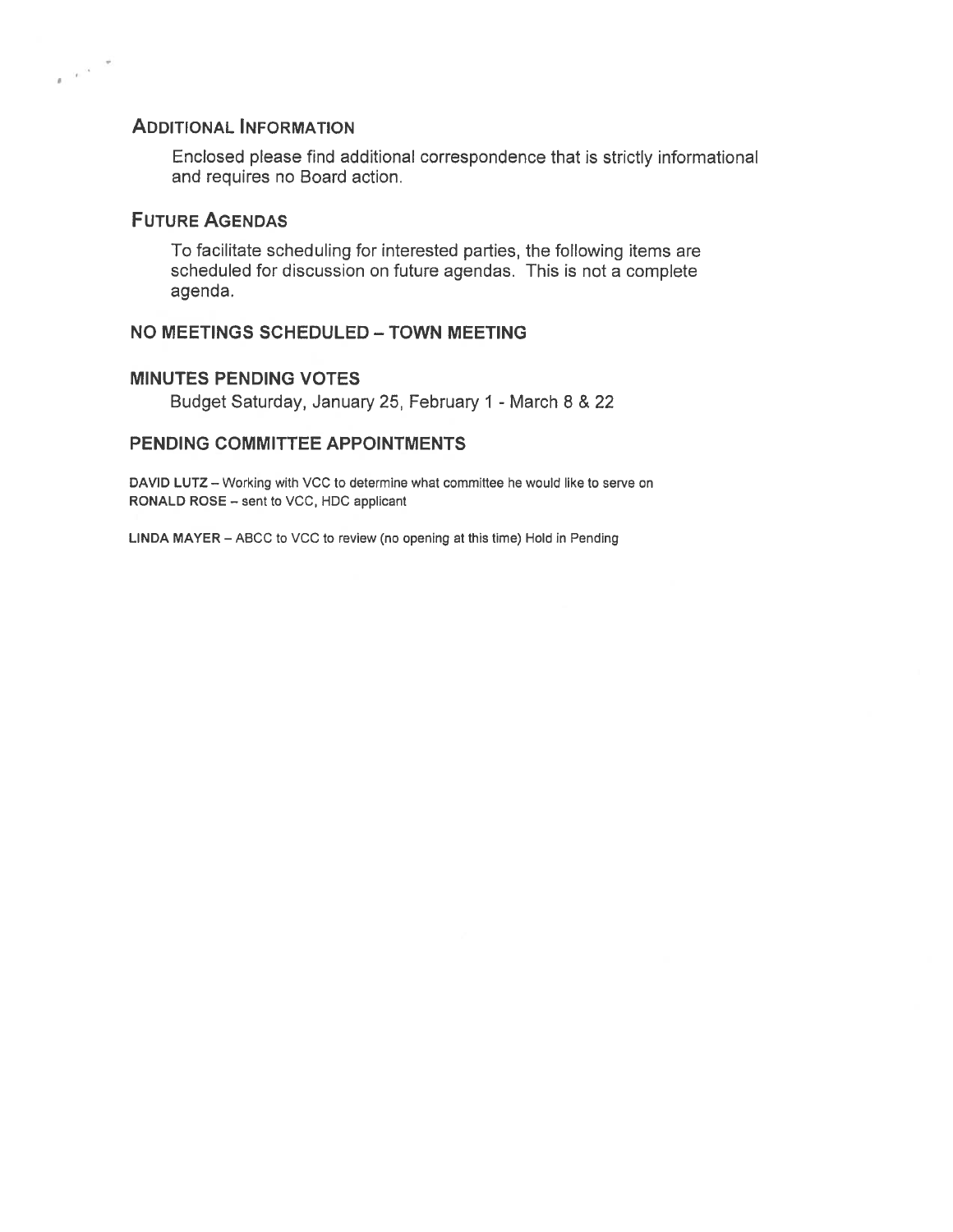## Additional Information

Enclosed please find additional correspondence that is strictly informational and requires no Board action.

## Future Agendas

To facilitate scheduling for interested parties, the following items are scheduled for discussion on future agendas. This is not a complete agenda.

## NO MEETINGS SCHEDULED – TOWN MEETING

## MINUTES PENDING VOTES

Budget Saturday, January 25, February 1 - March 8 & 22

## PENDING COMMITTEE APPOINTMENTS

**DAVID LUTZ** – Working with VCC to determine what committee he would like to serve on
**RONALD ROSE** – sent to VCC, HDC applicant

**LINDA MAYER** – ABCC to VCC to review (no opening at this time) Hold in Pending